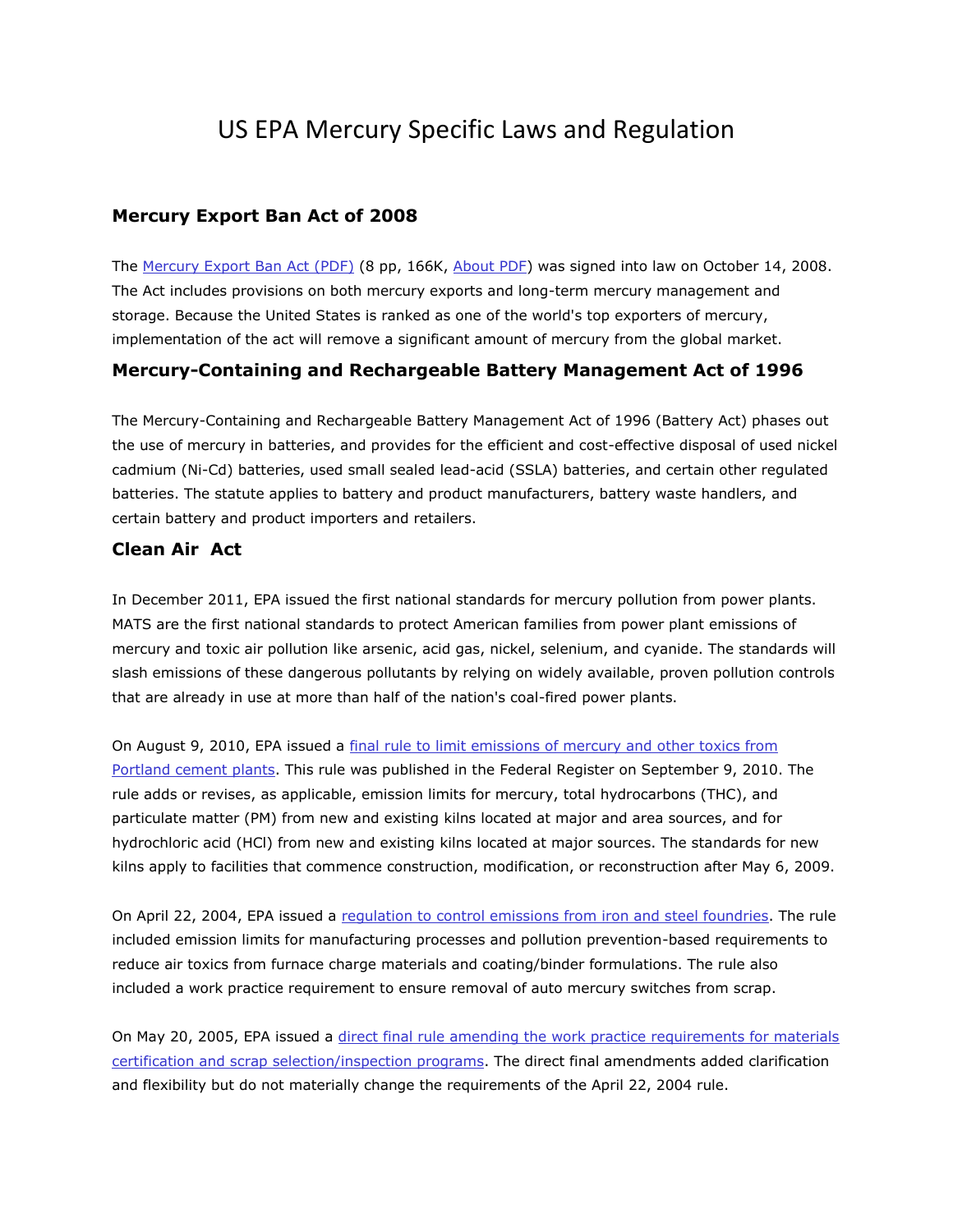# US EPA Mercury Specific Laws and Regulation

## Mercury Export Ban Act of 2008

The Mercury Export Ban Act (PDF) (8 pp, 166K, About PDF) was signed into law on October 14, 2008. The Act includes provisions on both mercury exports and long-term mercury management and storage. Because the United States is ranked as one of the world's top exporters of mercury, implementation of the act will remove a significant amount of mercury from the global market.

## Mercury-Containing and Rechargeable Battery Management Act of 1996

The Mercury-Containing and Rechargeable Battery Management Act of 1996 (Battery Act) phases out the use of mercury in batteries, and provides for the efficient and cost-effective disposal of used nickel cadmium (Ni-Cd) batteries, used small sealed lead-acid (SSLA) batteries, and certain other regulated batteries. The statute applies to battery and product manufacturers, battery waste handlers, and certain battery and product importers and retailers.

## Clean Air Act

In December 2011, EPA issued the first national standards for mercury pollution from power plants. MATS are the first national standards to protect American families from power plant emissions of mercury and toxic air pollution like arsenic, acid gas, nickel, selenium, and cyanide. The standards will slash emissions of these dangerous pollutants by relying on widely available, proven pollution controls that are already in use at more than half of the nation's coal-fired power plants.

On August 9, 2010, EPA issued a final rule to limit emissions of mercury and other toxics from Portland cement plants. This rule was published in the Federal Register on September 9, 2010. The rule adds or revises, as applicable, emission limits for mercury, total hydrocarbons (THC), and particulate matter (PM) from new and existing kilns located at major and area sources, and for hydrochloric acid (HCl) from new and existing kilns located at major sources. The standards for new kilns apply to facilities that commence construction, modification, or reconstruction after May 6, 2009.

On April 22, 2004, EPA issued a regulation to control emissions from iron and steel foundries. The rule included emission limits for manufacturing processes and pollution prevention-based requirements to reduce air toxics from furnace charge materials and coating/binder formulations. The rule also included a work practice requirement to ensure removal of auto mercury switches from scrap.

On May 20, 2005, EPA issued a direct final rule amending the work practice requirements for materials certification and scrap selection/inspection programs. The direct final amendments added clarification and flexibility but do not materially change the requirements of the April 22, 2004 rule.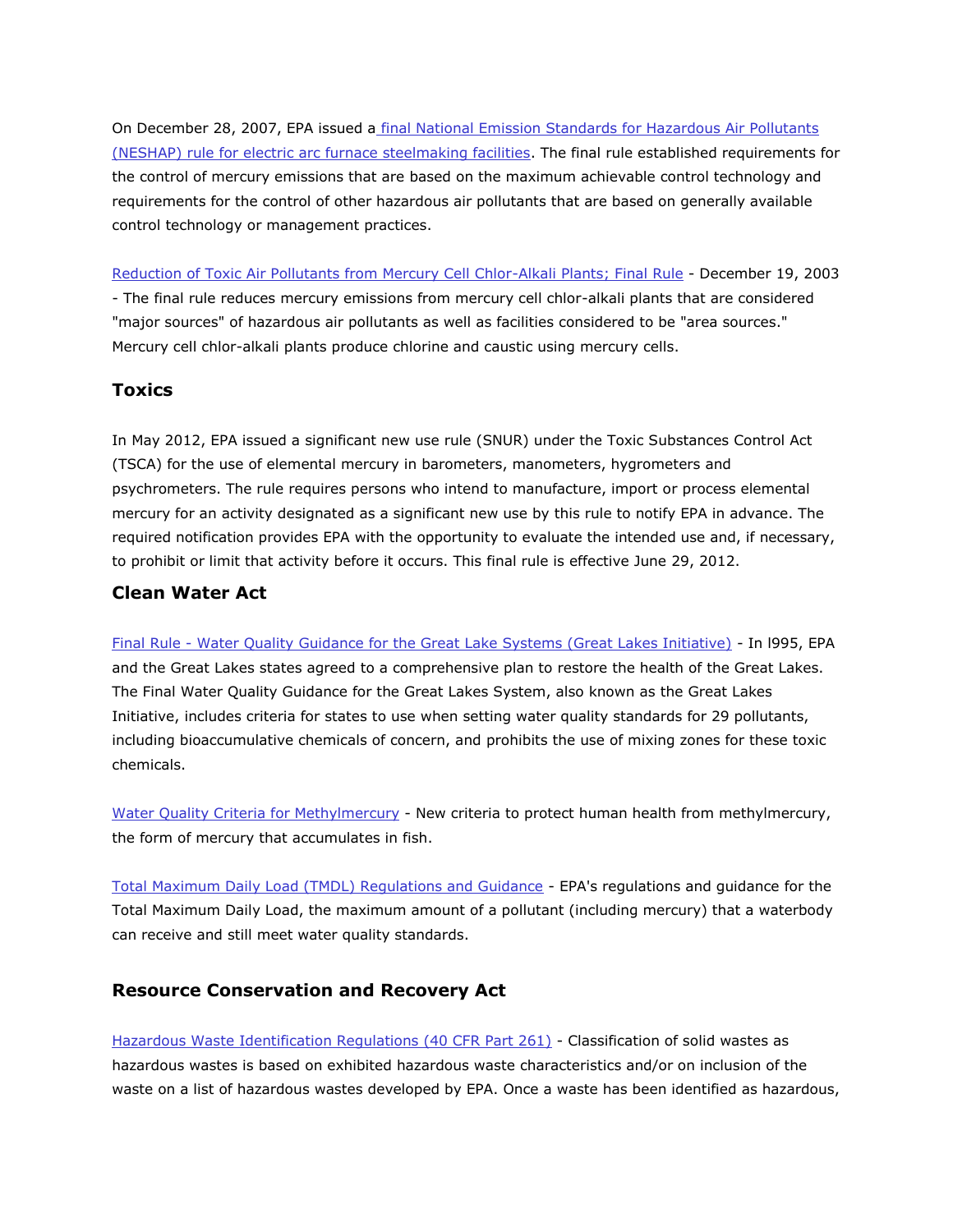On December 28, 2007, EPA issued a final National Emission Standards for Hazardous Air Pollutants (NESHAP) rule for electric arc furnace steelmaking facilities. The final rule established requirements for the control of mercury emissions that are based on the maximum achievable control technology and requirements for the control of other hazardous air pollutants that are based on generally available control technology or management practices.

Reduction of Toxic Air Pollutants from Mercury Cell Chlor-Alkali Plants; Final Rule - December 19, 2003 - The final rule reduces mercury emissions from mercury cell chlor-alkali plants that are considered "major sources" of hazardous air pollutants as well as facilities considered to be "area sources." Mercury cell chlor-alkali plants produce chlorine and caustic using mercury cells.

## Toxics

In May 2012, EPA issued a significant new use rule (SNUR) under the Toxic Substances Control Act (TSCA) for the use of elemental mercury in barometers, manometers, hygrometers and psychrometers. The rule requires persons who intend to manufacture, import or process elemental mercury for an activity designated as a significant new use by this rule to notify EPA in advance. The required notification provides EPA with the opportunity to evaluate the intended use and, if necessary, to prohibit or limit that activity before it occurs. This final rule is effective June 29, 2012.

## Clean Water Act

Final Rule - Water Quality Guidance for the Great Lake Systems (Great Lakes Initiative) - In l995, EPA and the Great Lakes states agreed to a comprehensive plan to restore the health of the Great Lakes. The Final Water Quality Guidance for the Great Lakes System, also known as the Great Lakes Initiative, includes criteria for states to use when setting water quality standards for 29 pollutants, including bioaccumulative chemicals of concern, and prohibits the use of mixing zones for these toxic chemicals.

Water Quality Criteria for Methylmercury - New criteria to protect human health from methylmercury, the form of mercury that accumulates in fish.

Total Maximum Daily Load (TMDL) Regulations and Guidance - EPA's regulations and guidance for the Total Maximum Daily Load, the maximum amount of a pollutant (including mercury) that a waterbody can receive and still meet water quality standards.

## Resource Conservation and Recovery Act

Hazardous Waste Identification Regulations (40 CFR Part 261) - Classification of solid wastes as hazardous wastes is based on exhibited hazardous waste characteristics and/or on inclusion of the waste on a list of hazardous wastes developed by EPA. Once a waste has been identified as hazardous,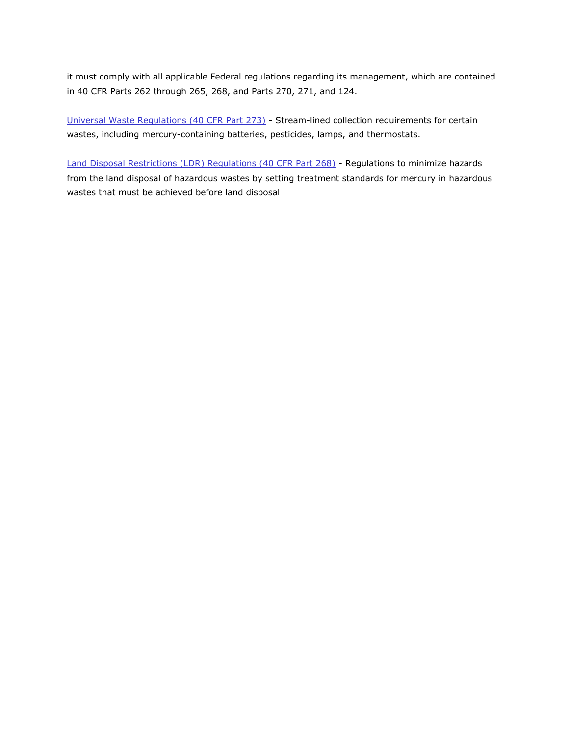it must comply with all applicable Federal regulations regarding its management, which are contained in 40 CFR Parts 262 through 265, 268, and Parts 270, 271, and 124.

Universal Waste Regulations (40 CFR Part 273) - Stream-lined collection requirements for certain wastes, including mercury-containing batteries, pesticides, lamps, and thermostats.

Land Disposal Restrictions (LDR) Regulations (40 CFR Part 268) - Regulations to minimize hazards from the land disposal of hazardous wastes by setting treatment standards for mercury in hazardous wastes that must be achieved before land disposal